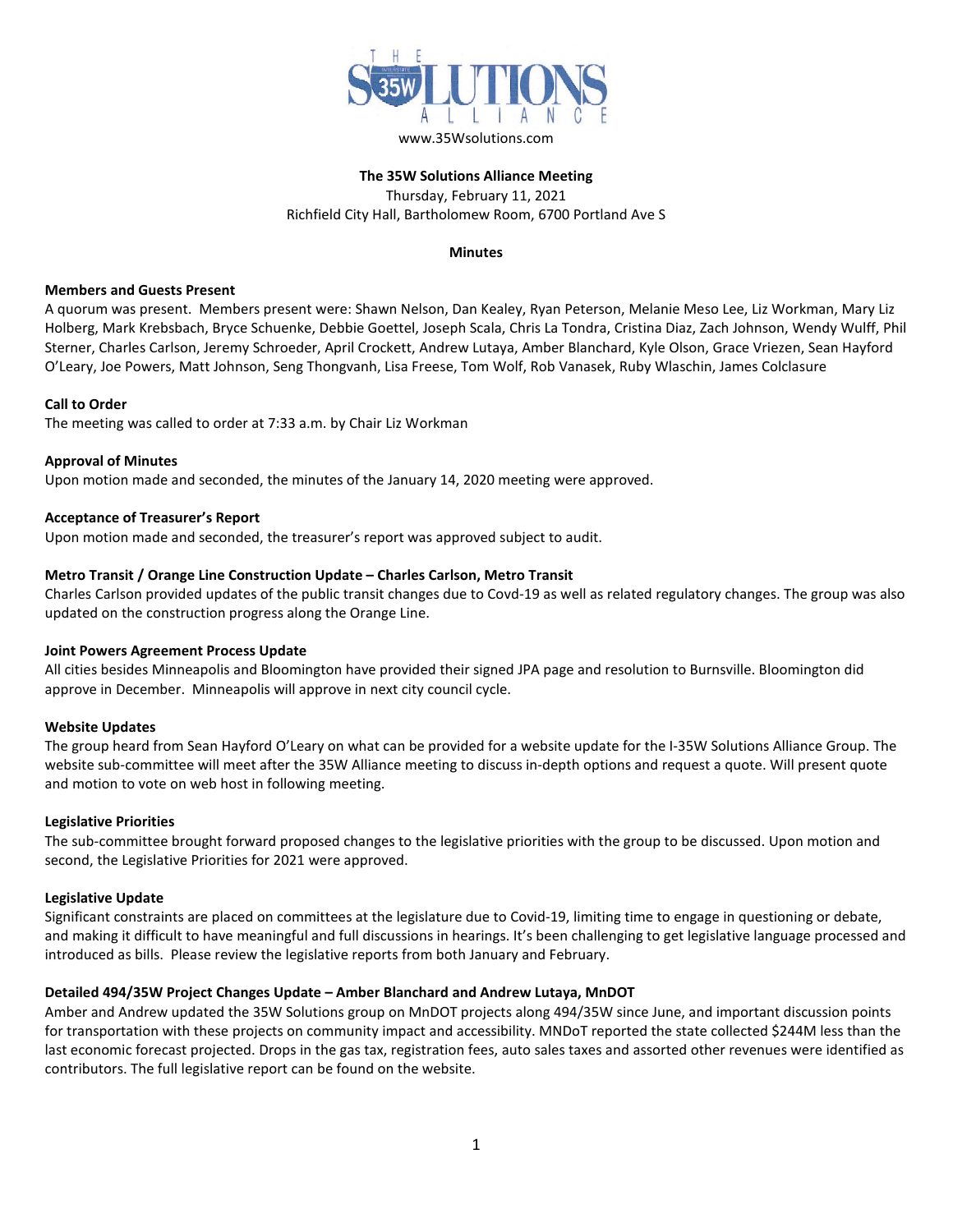THE 35W SOLUTIONS ALLIANCE

www.35Wsolutions.com

**The 35W Solutions Alliance Meeting**

Thursday, February 11, 2021

Richfield City Hall, Bartholomew Room, 6700 Portland Ave S

**Minutes**

**Members and Guests Present**

A quorum was present. Members present were: Shawn Nelson, Dan Kealey, Ryan Peterson, Melanie Meso Lee, Liz Workman, Mary Liz Holberg, Mark Krebsbach, Bryce Schuenke, Debbie Goettel, Joseph Scala, Chris La Tondra, Cristina Diaz, Zach Johnson, Wendy Wulff, Phil Sterner, Charles Carlson, Jeremy Schroeder, April Crockett, Andrew Lutaya, Amber Blanchard, Kyle Olson, Grace Vriezen, Sean Hayford O'Leary, Joe Powers, Matt Johnson, Seng Thongvanh, Lisa Freese, Tom Wolf, Rob Vanasek, Ruby Wlaschin, James Colclasure

**Call to Order**

The meeting was called to order at 7:33 a.m. by Chair Liz Workman

**Approval of Minutes**

Upon motion made and seconded, the minutes of the January 14, 2020 meeting were approved.

**Acceptance of Treasurer's Report**

Upon motion made and seconded, the treasurer's report was approved subject to audit.

**Metro Transit / Orange Line Construction Update – Charles Carlson, Metro Transit**

Charles Carlson provided updates of the public transit changes due to Covd-19 as well as related regulatory changes. The group was also updated on the construction progress along the Orange Line.

**Joint Powers Agreement Process Update**

All cities besides Minneapolis and Bloomington have provided their signed JPA page and resolution to Burnsville. Bloomington did approve in December. Minneapolis will approve in next city council cycle.

**Website Updates**

The group heard from Sean Hayford O'Leary on what can be provided for a website update for the I-35W Solutions Alliance Group. The website sub-committee will meet after the 35W Alliance meeting to discuss in-depth options and request a quote. Will present quote and motion to vote on web host in following meeting.

**Legislative Priorities**

The sub-committee brought forward proposed changes to the legislative priorities with the group to be discussed. Upon motion and second, the Legislative Priorities for 2021 were approved.

**Legislative Update**

Significant constraints are placed on committees at the legislature due to Covid-19, limiting time to engage in questioning or debate, and making it difficult to have meaningful and full discussions in hearings. It's been challenging to get legislative language processed and introduced as bills. Please review the legislative reports from both January and February.

**Detailed 494/35W Project Changes Update – Amber Blanchard and Andrew Lutaya, MnDOT**

Amber and Andrew updated the 35W Solutions group on MnDOT projects along 494/35W since June, and important discussion points for transportation with these projects on community impact and accessibility. MNDoT reported the state collected $244M less than the last economic forecast projected. Drops in the gas tax, registration fees, auto sales taxes and assorted other revenues were identified as contributors. The full legislative report can be found on the website.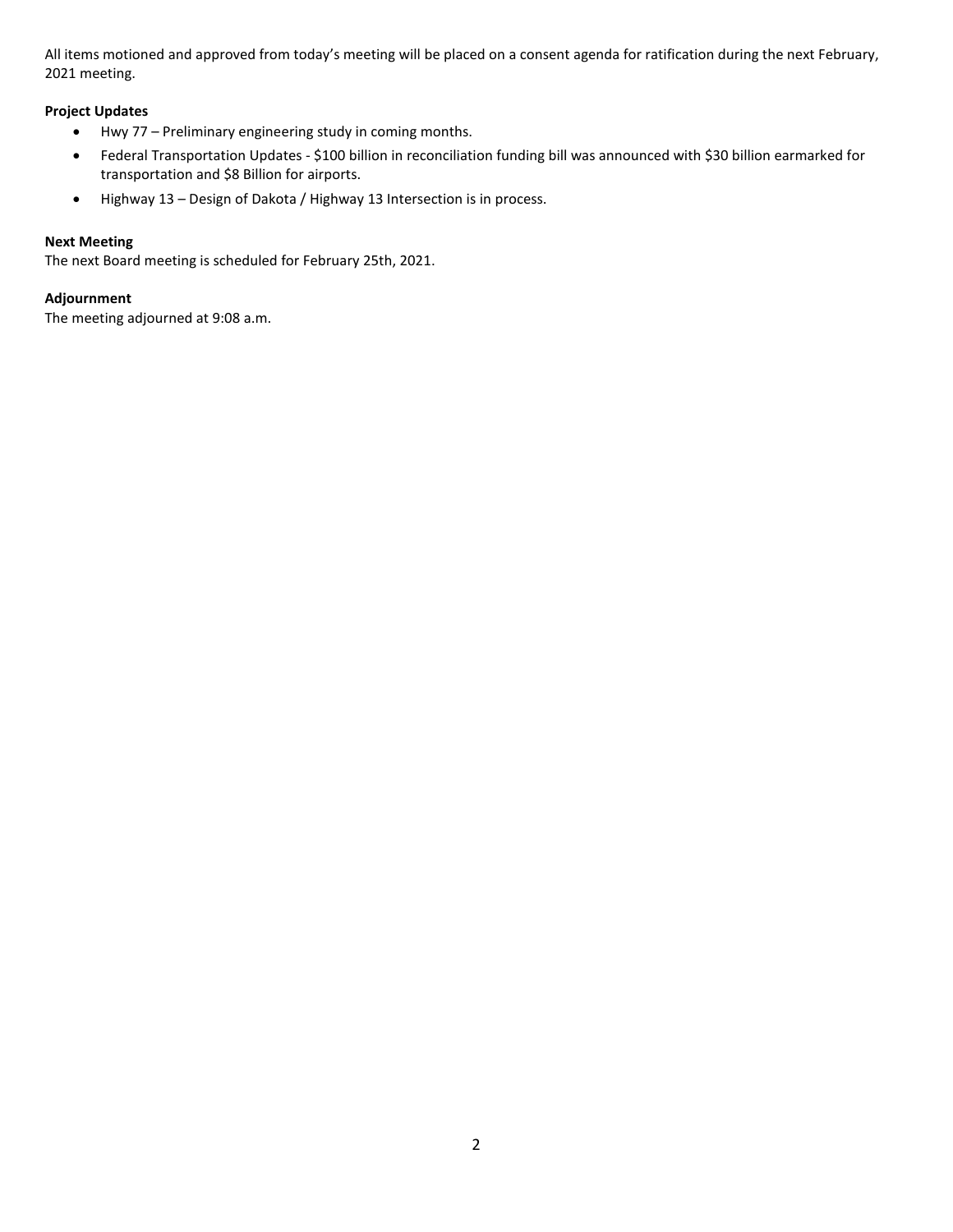All items motioned and approved from today's meeting will be placed on a consent agenda for ratification during the next February, 2021 meeting.

**Project Updates**

- Hwy 77 – Preliminary engineering study in coming months.
- Federal Transportation Updates - $100 billion in reconciliation funding bill was announced with $30 billion earmarked for transportation and $8 Billion for airports.
- Highway 13 – Design of Dakota / Highway 13 Intersection is in process.

**Next Meeting**

The next Board meeting is scheduled for February 25th, 2021.

**Adjournment**

The meeting adjourned at 9:08 a.m.